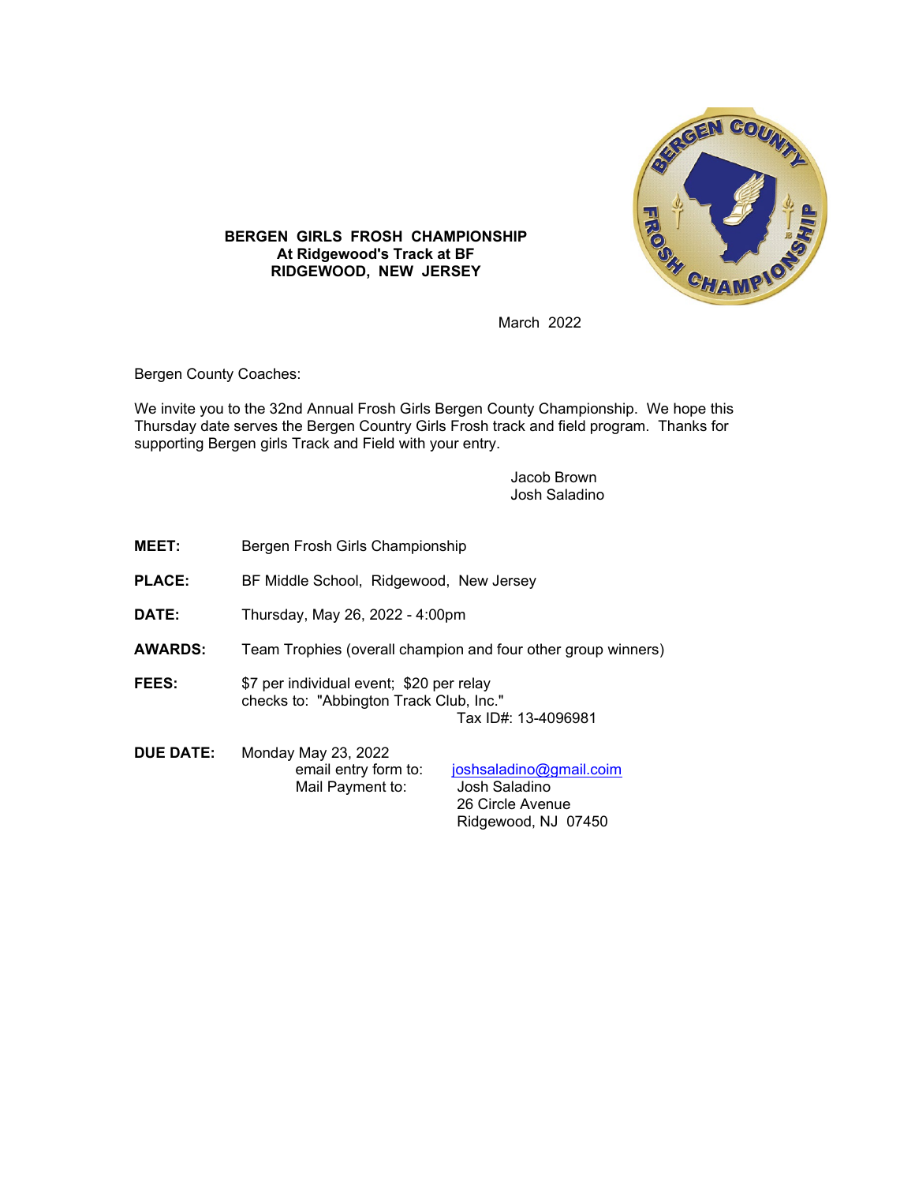**BERGEN GIRLS FROSH CHAMPIONSHIP**
**At Ridgewood's Track at BF**
**RIDGEWOOD, NEW JERSEY**

March 2022

Bergen County Coaches:

We invite you to the 32nd Annual Frosh Girls Bergen County Championship. We hope this Thursday date serves the Bergen Country Girls Frosh track and field program. Thanks for supporting Bergen girls Track and Field with your entry.

Jacob Brown
Josh Saladino

**MEET:** Bergen Frosh Girls Championship

**PLACE:** BF Middle School, Ridgewood, New Jersey

**DATE:** Thursday, May 26, 2022 - 4:00pm

**AWARDS:** Team Trophies (overall champion and four other group winners)

**FEES:** $7 per individual event; $20 per relay
checks to: "Abbington Track Club, Inc."
Tax ID#: 13-4096981

**DUE DATE:** Monday May 23, 2022
email entry form to: joshsaladino@gmail.coim
Mail Payment to: Josh Saladino
26 Circle Avenue
Ridgewood, NJ 07450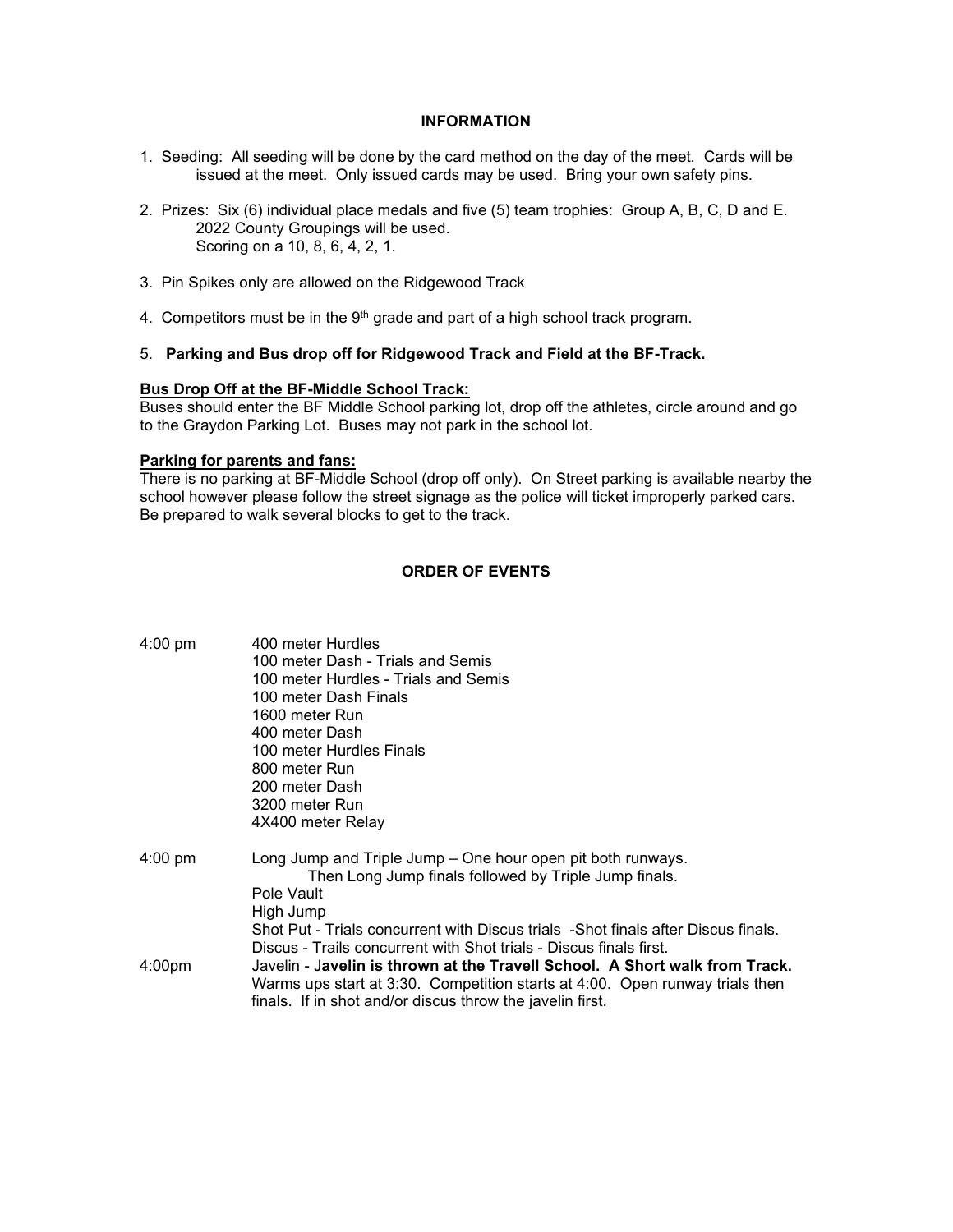## INFORMATION

1. Seeding: All seeding will be done by the card method on the day of the meet. Cards will be issued at the meet. Only issued cards may be used. Bring your own safety pins.

2. Prizes: Six (6) individual place medals and five (5) team trophies: Group A, B, C, D and E.
   2022 County Groupings will be used.
   Scoring on a 10, 8, 6, 4, 2, 1.

3. Pin Spikes only are allowed on the Ridgewood Track

4. Competitors must be in the 9th grade and part of a high school track program.

5. **Parking and Bus drop off for Ridgewood Track and Field at the BF-Track.**

**Bus Drop Off at the BF-Middle School Track:**
Buses should enter the BF Middle School parking lot, drop off the athletes, circle around and go to the Graydon Parking Lot. Buses may not park in the school lot.

**Parking for parents and fans:**
There is no parking at BF-Middle School (drop off only). On Street parking is available nearby the school however please follow the street signage as the police will ticket improperly parked cars. Be prepared to walk several blocks to get to the track.

## ORDER OF EVENTS

4:00 pm
- 400 meter Hurdles
- 100 meter Dash - Trials and Semis
- 100 meter Hurdles - Trials and Semis
- 100 meter Dash Finals
- 1600 meter Run
- 400 meter Dash
- 100 meter Hurdles Finals
- 800 meter Run
- 200 meter Dash
- 3200 meter Run
- 4X400 meter Relay

4:00 pm
- Long Jump and Triple Jump – One hour open pit both runways.
  Then Long Jump finals followed by Triple Jump finals.
- Pole Vault
- High Jump
- Shot Put - Trials concurrent with Discus trials -Shot finals after Discus finals.
- Discus - Trails concurrent with Shot trials - Discus finals first.

4:00pm
- Javelin - J**avelin is thrown at the Travell School. A Short walk from Track.** Warms ups start at 3:30. Competition starts at 4:00. Open runway trials then finals. If in shot and/or discus throw the javelin first.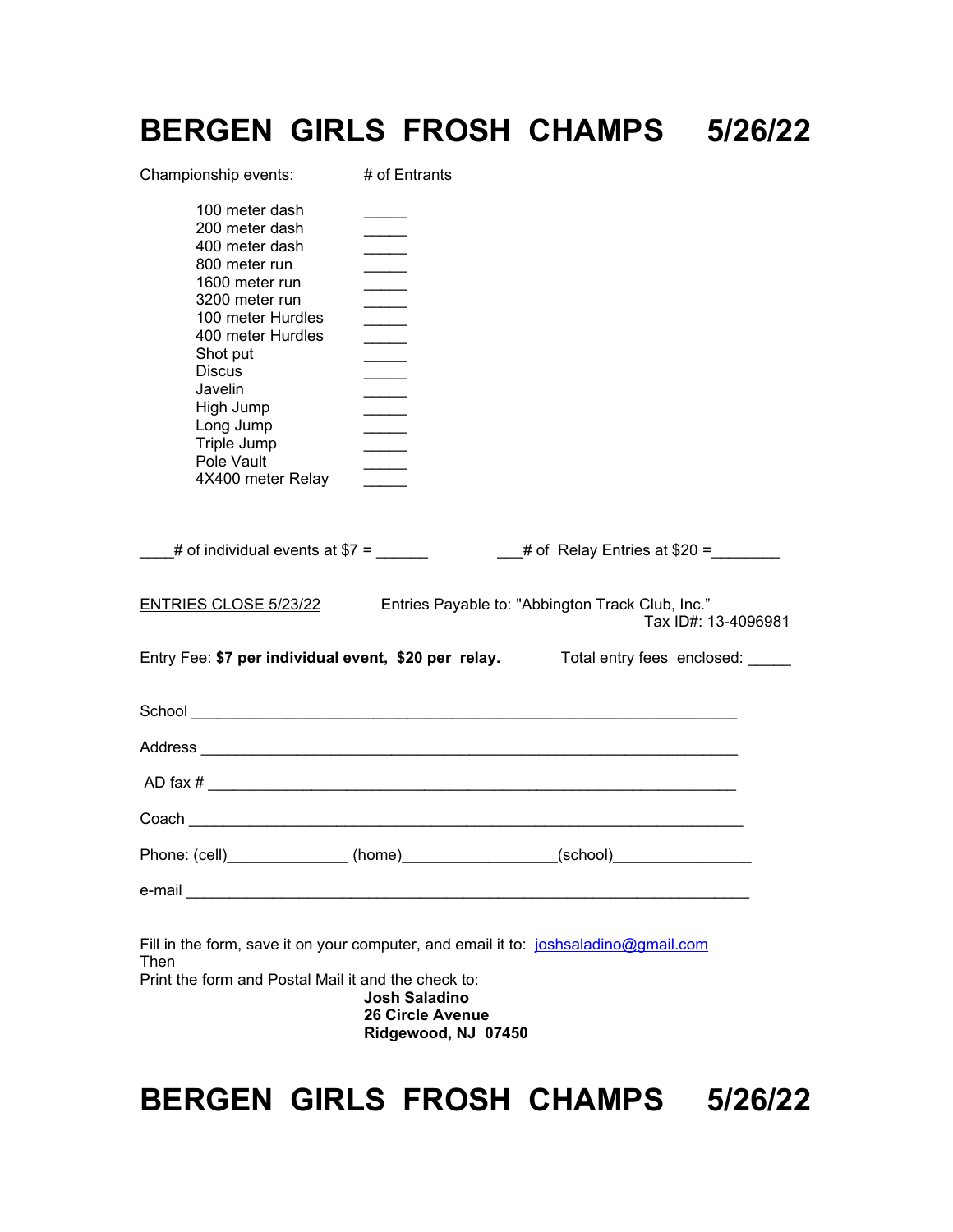# BERGEN GIRLS FROSH CHAMPS 5/26/22

| Championship events: | # of Entrants |
|---|---|
| 100 meter dash | _____ |
| 200 meter dash | _____ |
| 400 meter dash | _____ |
| 800 meter run | _____ |
| 1600 meter run | _____ |
| 3200 meter run | _____ |
| 100 meter Hurdles | _____ |
| 400 meter Hurdles | _____ |
| Shot put | _____ |
| Discus | _____ |
| Javelin | _____ |
| High Jump | _____ |
| Long Jump | _____ |
| Triple Jump | _____ |
| Pole Vault | _____ |
| 4X400 meter Relay | _____ |

____# of individual events at $7 = ______ ___# of Relay Entries at $20 =________

<u>ENTRIES CLOSE 5/23/22</u> Entries Payable to: "Abbington Track Club, Inc." Tax ID#: 13-4096981

Entry Fee: **$7 per individual event, $20 per relay.** Total entry fees enclosed: _____

School ________________________________________________________________

Address _______________________________________________________________

AD fax # ______________________________________________________________

Coach _________________________________________________________________

Phone: (cell)______________ (home)_________________(school)________________

e-mail ________________________________________________________________

Fill in the form, save it on your computer, and email it to: joshsaladino@gmail.com
Then
Print the form and Postal Mail it and the check to:

**Josh Saladino**
**26 Circle Avenue**
**Ridgewood, NJ 07450**

# BERGEN GIRLS FROSH CHAMPS 5/26/22